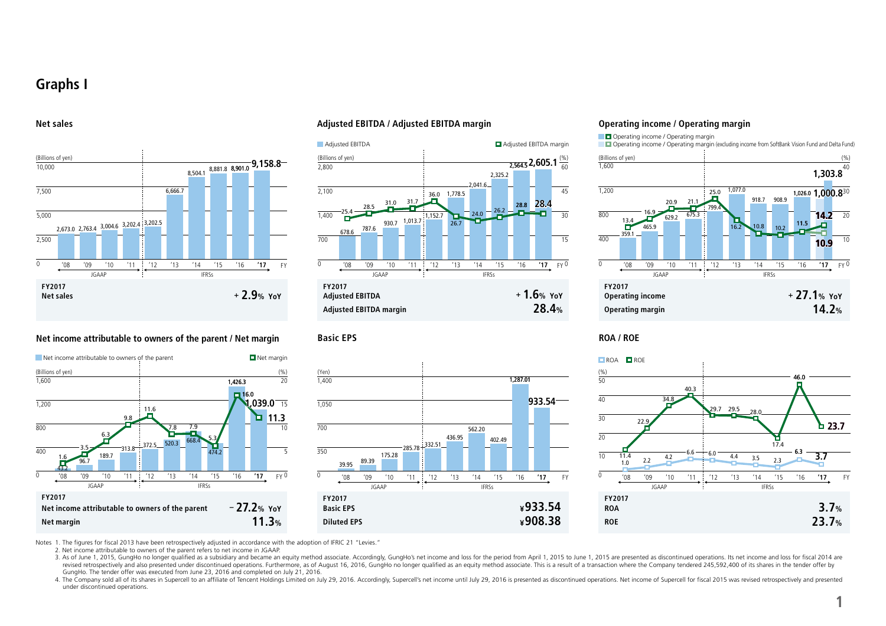# Graphs I

## Net sales

(Billions of yen)

| FY | '08 | '09 | '10 | '11 | '12 | '13 | '14 | '15 | '16 | '17 |
|---|---|---|---|---|---|---|---|---|---|---|
| Net sales | 2,673.0 | 2,763.4 | 3,004.6 | 3,202.4 | 3,202.5 | 6,666.7 | 8,504.1 | 8,881.8 | 8,901.0 | 9,158.8 |

JGAAP ('08–'11) / IFRSs ('12–'17)

**FY2017**
**Net sales** **+ 2.9% YoY**

## Adjusted EBITDA / Adjusted EBITDA margin

| FY | '08 | '09 | '10 | '11 | '12 | '13 | '14 | '15 | '16 | '17 |
|---|---|---|---|---|---|---|---|---|---|---|
| Adjusted EBITDA (Billions of yen) | 678.6 | 787.6 | 930.7 | 1,013.7 | 1,152.7 | 1,778.5 | 2,041.6 | 2,325.2 | 2,564.5 | 2,605.1 |
| Adjusted EBITDA margin (%) | 25.4 | 28.5 | 31.0 | 31.7 | 36.0 | 26.7 | 24.0 | 26.2 | 28.8 | 28.4 |

JGAAP ('08–'11) / IFRSs ('12–'17)

**FY2017**
**Adjusted EBITDA** **+ 1.6% YoY**
**Adjusted EBITDA margin** **28.4%**

## Operating income / Operating margin

| FY | '08 | '09 | '10 | '11 | '12 | '13 | '14 | '15 | '16 | '17 |
|---|---|---|---|---|---|---|---|---|---|---|
| Operating income (Billions of yen) | 359.1 | 465.9 | 629.2 | 675.3 | 799.4 | 1,077.0 | 918.7 | 908.9 | 1,026.0 | 1,303.8 |
| Operating margin (%) | 13.4 | 16.9 | 20.9 | 21.1 | 25.0 | 16.2 | 10.8 | 10.2 | 11.5 | 14.2 |
| Operating income (excluding income from SoftBank Vision Fund and Delta Fund) | | | | | | | | | | 1,000.8 |
| Operating margin (excluding income from SoftBank Vision Fund and Delta Fund) (%) | | | | | | | | | | 10.9 |

JGAAP ('08–'11) / IFRSs ('12–'17)

**FY2017**
**Operating income** **+ 27.1% YoY**
**Operating margin** **14.2%**

## Net income attributable to owners of the parent / Net margin

| FY | '08 | '09 | '10 | '11 | '12 | '13 | '14 | '15 | '16 | '17 |
|---|---|---|---|---|---|---|---|---|---|---|
| Net income attributable to owners of the parent (Billions of yen) | 43.2 | 96.7 | 189.7 | 313.8 | 372.5 | 520.3 | 668.4 | 474.2 | 1,426.3 | 1,039.0 |
| Net margin (%) | 1.6 | 3.5 | 6.3 | 9.8 | 11.6 | 7.8 | 7.9 | 5.3 | 16.0 | 11.3 |

JGAAP ('08–'11) / IFRSs ('12–'17)

**FY2017**
**Net income attributable to owners of the parent** **– 27.2% YoY**
**Net margin** **11.3%**

## Basic EPS

| FY | '08 | '09 | '10 | '11 | '12 | '13 | '14 | '15 | '16 | '17 |
|---|---|---|---|---|---|---|---|---|---|---|
| Basic EPS (Yen) | 39.95 | 89.39 | 175.28 | 285.78 | 332.51 | 436.95 | 562.20 | 402.49 | 1,287.01 | 933.54 |

JGAAP ('08–'11) / IFRSs ('12–'17)

**FY2017**
**Basic EPS** **¥933.54**
**Diluted EPS** **¥908.38**

## ROA / ROE

| FY | '08 | '09 | '10 | '11 | '12 | '13 | '14 | '15 | '16 | '17 |
|---|---|---|---|---|---|---|---|---|---|---|
| ROA (%) | 1.0 | 2.2 | 4.2 | 6.6 | 6.0 | 4.4 | 3.5 | 2.3 | 6.3 | 3.7 |
| ROE (%) | 11.4 | 22.9 | 34.8 | 40.3 | 29.7 | 29.5 | 28.0 | 17.4 | 46.0 | 23.7 |

JGAAP ('08–'11) / IFRSs ('12–'17)

**FY2017**
**ROA** **3.7%**
**ROE** **23.7%**

Notes 1. The figures for fiscal 2013 have been retrospectively adjusted in accordance with the adoption of IFRIC 21 "Levies."
2. Net income attributable to owners of the parent refers to net income in JGAAP.
3. As of June 1, 2015, GungHo no longer qualified as a subsidiary and became an equity method associate. Accordingly, GungHo's net income and loss for the period from April 1, 2015 to June 1, 2015 are presented as discontinued operations. Its net income and loss for fiscal 2014 are revised retrospectively and also presented under discontinued operations. Furthermore, as of August 16, 2016, GungHo no longer qualified as an equity method associate. This is a result of a transaction where the Company tendered 245,592,400 of its shares in the tender offer by GungHo. The tender offer was executed from June 23, 2016 and completed on July 21, 2016.
4. The Company sold all of its shares in Supercell to an affiliate of Tencent Holdings Limited on July 29, 2016. Accordingly, Supercell's net income until July 29, 2016 is presented as discontinued operations. Net income of Supercell for fiscal 2015 was revised retrospectively and presented under discontinued operations.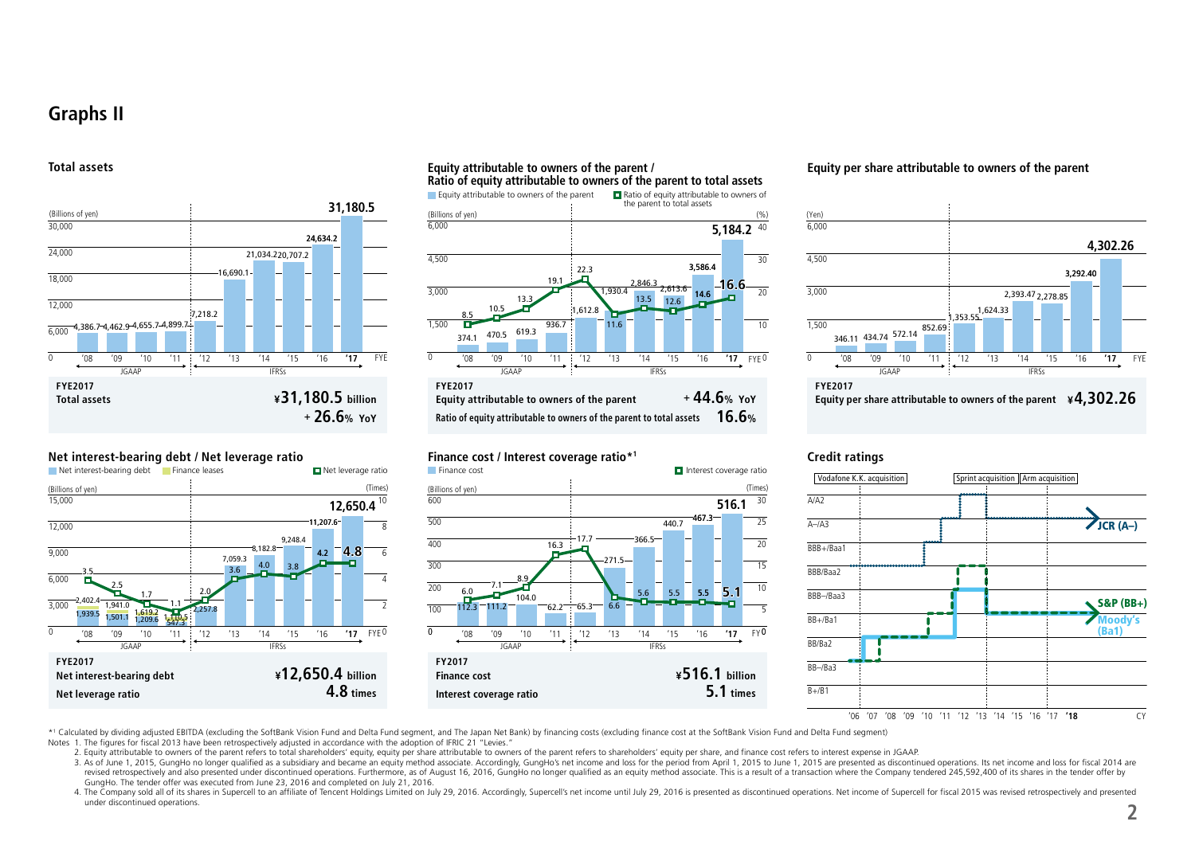# Graphs II

## Total assets

(Billions of yen)

| FYE | '08 | '09 | '10 | '11 | '12 | '13 | '14 | '15 | '16 | '17 |
|---|---|---|---|---|---|---|---|---|---|---|
| Total assets | 4,386.7 | 4,462.9 | 4,655.7 | 4,899.7 | 7,218.2 | 16,690.1 | 21,034.2 | 20,707.2 | 24,634.2 | 31,180.5 |

JGAAP ('08–'11) / IFRSs ('12–'17)

**FYE2017**
**Total assets** **¥31,180.5 billion** **+26.6% YoY**

## Equity attributable to owners of the parent / Ratio of equity attributable to owners of the parent to total assets

| FYE | '08 | '09 | '10 | '11 | '12 | '13 | '14 | '15 | '16 | '17 |
|---|---|---|---|---|---|---|---|---|---|---|
| Equity attributable to owners of the parent (Billions of yen) | 374.1 | 470.5 | 619.3 | 936.7 | 1,612.8 | 1,930.4 | 2,846.3 | 2,613.6 | 3,586.4 | 5,184.2 |
| Ratio of equity attributable to owners of the parent to total assets (%) | 8.5 | 10.5 | 13.3 | 19.1 | 22.3 | 11.6 | 13.5 | 12.6 | 14.6 | 16.6 |

JGAAP ('08–'11) / IFRSs ('12–'17)

**FYE2017**
**Equity attributable to owners of the parent** **+44.6% YoY**
**Ratio of equity attributable to owners of the parent to total assets** **16.6%**

## Equity per share attributable to owners of the parent

(Yen)

| FYE | '08 | '09 | '10 | '11 | '12 | '13 | '14 | '15 | '16 | '17 |
|---|---|---|---|---|---|---|---|---|---|---|
| Equity per share | 346.11 | 434.74 | 572.14 | 852.69 | 1,353.55 | 1,624.33 | 2,393.47 | 2,278.85 | 3,292.40 | 4,302.26 |

JGAAP ('08–'11) / IFRSs ('12–'17)

**FYE2017**
**Equity per share attributable to owners of the parent** **¥4,302.26**

## Net interest-bearing debt / Net leverage ratio

| FYE | '08 | '09 | '10 | '11 | '12 | '13 | '14 | '15 | '16 | '17 |
|---|---|---|---|---|---|---|---|---|---|---|
| Net interest-bearing debt (Billions of yen) | 2,402.4 | 1,941.0 | 1,619.2 | 1,110.5 | 2,257.8 | 7,059.3 | 8,182.8 | 9,248.4 | 11,207.6 | 12,650.4 |
| Of which excluding finance leases | 1,939.5 | 1,501.1 | 1,209.6 | 547.3 | | | | | | |
| Net leverage ratio (Times) | 3.5 | 2.5 | 1.7 | 1.1 | 2.0 | 3.6 | 4.0 | 3.8 | 4.2 | 4.8 |

JGAAP ('08–'11) / IFRSs ('12–'17)

**FYE2017**
**Net interest-bearing debt** **¥12,650.4 billion**
**Net leverage ratio** **4.8 times**

## Finance cost / Interest coverage ratio*[1]

| FY | '08 | '09 | '10 | '11 | '12 | '13 | '14 | '15 | '16 | '17 |
|---|---|---|---|---|---|---|---|---|---|---|
| Finance cost (Billions of yen) | 112.3 | 111.2 | 104.0 | 62.2 | 65.3 | 271.5 | 366.5 | 440.7 | 467.3 | 516.1 |
| Interest coverage ratio (Times) | 6.0 | 7.1 | 8.9 | 16.3 | 17.7 | 6.6 | 5.6 | 5.5 | 5.5 | 5.1 |

JGAAP ('08–'11) / IFRSs ('12–'17)

**FY2017**
**Finance cost** **¥516.1 billion**
**Interest coverage ratio** **5.1 times**

## Credit ratings

Rating scale: A/A2, A−/A3, BBB+/Baa1, BBB/Baa2, BBB−/Baa3, BB+/Ba1, BB/Ba2, BB−/Ba3, B+/B1

Events: Vodafone K.K. acquisition; Sprint acquisition; Arm acquisition

CY '06–'18: JCR (A−), S&P (BB+), Moody's (Ba1)

*[1] Calculated by dividing adjusted EBITDA (excluding the SoftBank Vision Fund and Delta Fund segment, and The Japan Net Bank) by financing costs (excluding finance cost at the SoftBank Vision Fund and Delta Fund segment)

Notes 1. The figures for fiscal 2013 have been retrospectively adjusted in accordance with the adoption of IFRIC 21 "Levies."

2. Equity attributable to owners of the parent refers to total shareholders' equity, equity per share attributable to owners of the parent refers to shareholders' equity per share, and finance cost refers to interest expense in JGAAP.

3. As of June 1, 2015, GungHo no longer qualified as a subsidiary and became an equity method associate. Accordingly, GungHo's net income and loss for the period from April 1, 2015 to June 1, 2015 are presented as discontinued operations. Its net income and loss for fiscal 2014 are revised retrospectively and also presented under discontinued operations. Furthermore, as of August 16, 2016, GungHo no longer qualified as an equity method associate. This is a result of a transaction where the Company tendered 245,592,400 of its shares in the tender offer by GungHo. The tender offer was executed from June 23, 2016 and completed on July 21, 2016.

4. The Company sold all of its shares in Supercell to an affiliate of Tencent Holdings Limited on July 29, 2016. Accordingly, Supercell's net income until July 29, 2016 is presented as discontinued operations. Net income of Supercell for fiscal 2015 was revised retrospectively and presented under discontinued operations.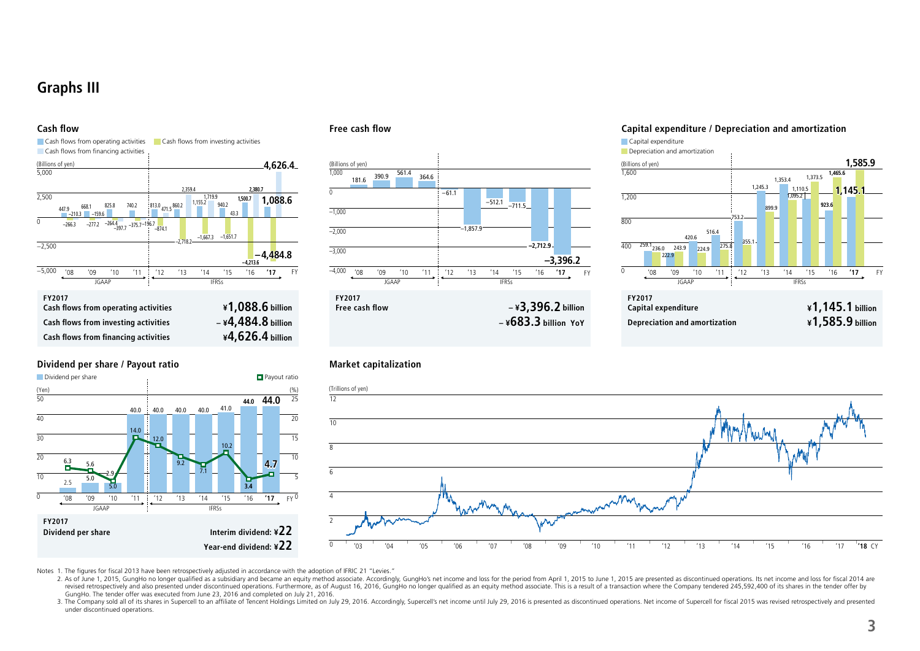# Graphs III

## Cash flow

Cash flows from operating activities / Cash flows from investing activities / Cash flows from financing activities

(Billions of yen)

| FY | '08 | '09 | '10 | '11 | '12 | '13 | '14 | '15 | '16 | '17 |
|---|---|---|---|---|---|---|---|---|---|---|
| Cash flows from operating activities | 447.9 | 668.1 | 825.8 | 740.2 | 813.0 | 860.2 | 1,155.2 | 940.2 | 1,500.7 | 1,088.6 |
| Cash flows from investing activities | −266.3 | −277.2 | −264.4 | −375.7 | −874.1 | −2,718.2 | −1,667.3 | −1,651.7 | −4,213.6 | −4,484.8 |
| Cash flows from financing activities | −210.3 | −159.6 | −397.7 | −196.7 | 471.5 | 2,359.4 | 1,719.9 | 43.3 | 2,380.7 | 4,626.4 |

JGAAP ('08–'11) / IFRSs ('12–'17)

**FY2017**

| | |
|---|---|
| **Cash flows from operating activities** | **¥1,088.6 billion** |
| **Cash flows from investing activities** | **−¥4,484.8 billion** |
| **Cash flows from financing activities** | **¥4,626.4 billion** |

## Free cash flow

(Billions of yen)

| FY | '08 | '09 | '10 | '11 | '12 | '13 | '14 | '15 | '16 | '17 |
|---|---|---|---|---|---|---|---|---|---|---|
| Free cash flow | 181.6 | 390.9 | 561.4 | 364.6 | −61.1 | −1,857.9 | −512.1 | −711.5 | −2,712.9 | −3,396.2 |

JGAAP ('08–'11) / IFRSs ('12–'17)

**FY2017**

**Free cash flow** **−¥3,396.2 billion**
**−¥683.3 billion YoY**

## Capital expenditure / Depreciation and amortization

(Billions of yen)

| FY | '08 | '09 | '10 | '11 | '12 | '13 | '14 | '15 | '16 | '17 |
|---|---|---|---|---|---|---|---|---|---|---|
| Capital expenditure | 259.1 | 243.9 | 420.6 | 516.4 | 753.2 | 1,245.3 | 1,353.4 | 1,373.5 | 1,465.6 | 1,145.1 |
| Depreciation and amortization | 236.0 | 222.9 | 224.9 | 275.8 | 355.1 | 899.9 | 1,095.2 | 1,110.5 | 923.6 | 1,585.9 |

JGAAP ('08–'11) / IFRSs ('12–'17)

**FY2017**

| | |
|---|---|
| **Capital expenditure** | **¥1,145.1 billion** |
| **Depreciation and amortization** | **¥1,585.9 billion** |

## Dividend per share / Payout ratio

| FY | '08 | '09 | '10 | '11 | '12 | '13 | '14 | '15 | '16 | '17 |
|---|---|---|---|---|---|---|---|---|---|---|
| Dividend per share (Yen) | 2.5 | 5.0 | 5.0 | 40.0 | 40.0 | 40.0 | 40.0 | 41.0 | 44.0 | 44.0 |
| Payout ratio (%) | 6.3 | 5.6 | 2.9 | 14.0 | 12.0 | 9.2 | 7.1 | 10.2 | 3.4 | 4.7 |

JGAAP ('08–'11) / IFRSs ('12–'17)

**FY2017**

**Dividend per share** Interim dividend: ¥22
Year-end dividend: ¥22

## Market capitalization

(Trillions of yen)

CY '03–'18

Notes 1. The figures for fiscal 2013 have been retrospectively adjusted in accordance with the adoption of IFRIC 21 "Levies."

2. As of June 1, 2015, GungHo no longer qualified as a subsidiary and became an equity method associate. Accordingly, GungHo's net income and loss for the period from April 1, 2015 to June 1, 2015 are presented as discontinued operations. Its net income and loss for fiscal 2014 are revised retrospectively and also presented under discontinued operations. Furthermore, as of August 16, 2016, GungHo no longer qualified as an equity method associate. This is a result of a transaction where the Company tendered 245,592,400 of its shares in the tender offer by GungHo. The tender offer was executed from June 23, 2016 and completed on July 21, 2016.

3. The Company sold all of its shares in Supercell to an affiliate of Tencent Holdings Limited on July 29, 2016. Accordingly, Supercell's net income until July 29, 2016 is presented as discontinued operations. Net income of Supercell for fiscal 2015 was revised retrospectively and presented under discontinued operations.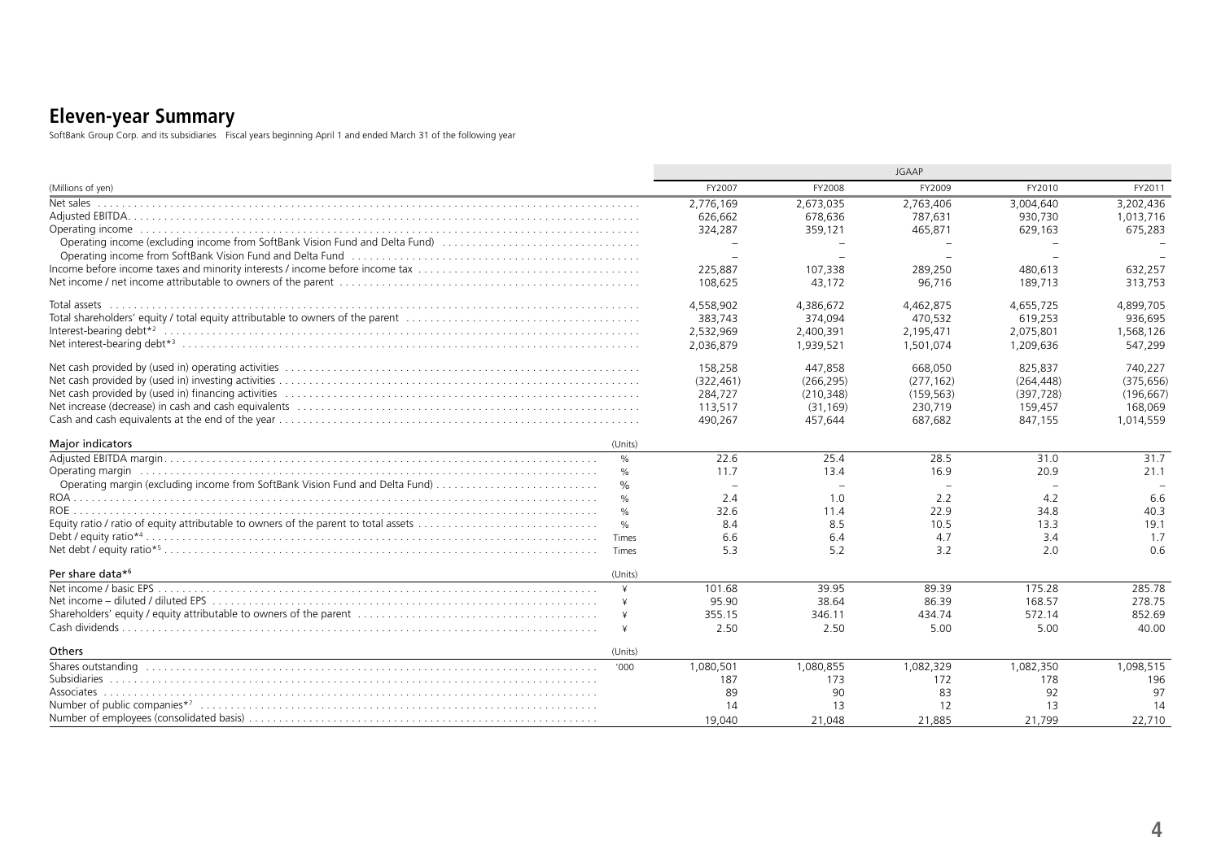# Eleven-year Summary

SoftBank Group Corp. and its subsidiaries Fiscal years beginning April 1 and ended March 31 of the following year

| | | JGAAP | | | | |
|---|---|---|---|---|---|---|
| (Millions of yen) | | FY2007 | FY2008 | FY2009 | FY2010 | FY2011 |
| Net sales | | 2,776,169 | 2,673,035 | 2,763,406 | 3,004,640 | 3,202,436 |
| Adjusted EBITDA | | 626,662 | 678,636 | 787,631 | 930,730 | 1,013,716 |
| Operating income | | 324,287 | 359,121 | 465,871 | 629,163 | 675,283 |
| Operating income (excluding income from SoftBank Vision Fund and Delta Fund) | | – | – | – | – | – |
| Operating income from SoftBank Vision Fund and Delta Fund | | – | – | – | – | – |
| Income before income taxes and minority interests / income before income tax | | 225,887 | 107,338 | 289,250 | 480,613 | 632,257 |
| Net income / net income attributable to owners of the parent | | 108,625 | 43,172 | 96,716 | 189,713 | 313,753 |
| Total assets | | 4,558,902 | 4,386,672 | 4,462,875 | 4,655,725 | 4,899,705 |
| Total shareholders' equity / total equity attributable to owners of the parent | | 383,743 | 374,094 | 470,532 | 619,253 | 936,695 |
| Interest-bearing debt*2 | | 2,532,969 | 2,400,391 | 2,195,471 | 2,075,801 | 1,568,126 |
| Net interest-bearing debt*3 | | 2,036,879 | 1,939,521 | 1,501,074 | 1,209,636 | 547,299 |
| Net cash provided by (used in) operating activities | | 158,258 | 447,858 | 668,050 | 825,837 | 740,227 |
| Net cash provided by (used in) investing activities | | (322,461) | (266,295) | (277,162) | (264,448) | (375,656) |
| Net cash provided by (used in) financing activities | | 284,727 | (210,348) | (159,563) | (397,728) | (196,667) |
| Net increase (decrease) in cash and cash equivalents | | 113,517 | (31,169) | 230,719 | 159,457 | 168,069 |
| Cash and cash equivalents at the end of the year | | 490,267 | 457,644 | 687,682 | 847,155 | 1,014,559 |
| **Major indicators** | (Units) | | | | | |
| Adjusted EBITDA margin | % | 22.6 | 25.4 | 28.5 | 31.0 | 31.7 |
| Operating margin | % | 11.7 | 13.4 | 16.9 | 20.9 | 21.1 |
| Operating margin (excluding income from SoftBank Vision Fund and Delta Fund) | % | – | – | – | – | – |
| ROA | % | 2.4 | 1.0 | 2.2 | 4.2 | 6.6 |
| ROE | % | 32.6 | 11.4 | 22.9 | 34.8 | 40.3 |
| Equity ratio / ratio of equity attributable to owners of the parent to total assets | % | 8.4 | 8.5 | 10.5 | 13.3 | 19.1 |
| Debt / equity ratio*4 | Times | 6.6 | 6.4 | 4.7 | 3.4 | 1.7 |
| Net debt / equity ratio*5 | Times | 5.3 | 5.2 | 3.2 | 2.0 | 0.6 |
| **Per share data*6** | (Units) | | | | | |
| Net income / basic EPS | ¥ | 101.68 | 39.95 | 89.39 | 175.28 | 285.78 |
| Net income – diluted / diluted EPS | ¥ | 95.90 | 38.64 | 86.39 | 168.57 | 278.75 |
| Shareholders' equity / equity attributable to owners of the parent | ¥ | 355.15 | 346.11 | 434.74 | 572.14 | 852.69 |
| Cash dividends | ¥ | 2.50 | 2.50 | 5.00 | 5.00 | 40.00 |
| **Others** | (Units) | | | | | |
| Shares outstanding | '000 | 1,080,501 | 1,080,855 | 1,082,329 | 1,082,350 | 1,098,515 |
| Subsidiaries | | 187 | 173 | 172 | 178 | 196 |
| Associates | | 89 | 90 | 83 | 92 | 97 |
| Number of public companies*7 | | 14 | 13 | 12 | 13 | 14 |
| Number of employees (consolidated basis) | | 19,040 | 21,048 | 21,885 | 21,799 | 22,710 |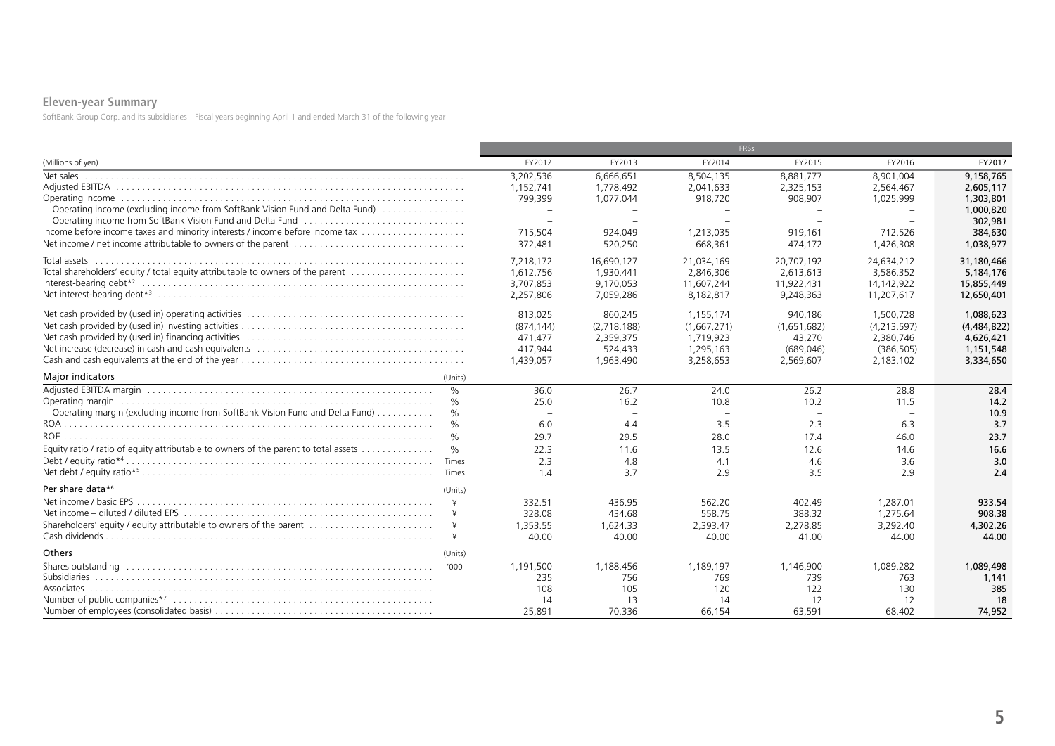## Eleven-year Summary

SoftBank Group Corp. and its subsidiaries   Fiscal years beginning April 1 and ended March 31 of the following year

| | | IFRSs | | | | | |
|---|---|---|---|---|---|---|---|
| (Millions of yen) | | FY2012 | FY2013 | FY2014 | FY2015 | FY2016 | FY2017 |
| Net sales | | 3,202,536 | 6,666,651 | 8,504,135 | 8,881,777 | 8,901,004 | 9,158,765 |
| Adjusted EBITDA | | 1,152,741 | 1,778,492 | 2,041,633 | 2,325,153 | 2,564,467 | 2,605,117 |
| Operating income | | 799,399 | 1,077,044 | 918,720 | 908,907 | 1,025,999 | 1,303,801 |
| Operating income (excluding income from SoftBank Vision Fund and Delta Fund) | | – | – | – | – | – | 1,000,820 |
| Operating income from SoftBank Vision Fund and Delta Fund | | – | – | – | – | – | 302,981 |
| Income before income taxes and minority interests / income before income tax | | 715,504 | 924,049 | 1,213,035 | 919,161 | 712,526 | 384,630 |
| Net income / net income attributable to owners of the parent | | 372,481 | 520,250 | 668,361 | 474,172 | 1,426,308 | 1,038,977 |
| Total assets | | 7,218,172 | 16,690,127 | 21,034,169 | 20,707,192 | 24,634,212 | 31,180,466 |
| Total shareholders' equity / total equity attributable to owners of the parent | | 1,612,756 | 1,930,441 | 2,846,306 | 2,613,613 | 3,586,352 | 5,184,176 |
| Interest-bearing debt*2 | | 3,707,853 | 9,170,053 | 11,607,244 | 11,922,431 | 14,142,922 | 15,855,449 |
| Net interest-bearing debt*3 | | 2,257,806 | 7,059,286 | 8,182,817 | 9,248,363 | 11,207,617 | 12,650,401 |
| Net cash provided by (used in) operating activities | | 813,025 | 860,245 | 1,155,174 | 940,186 | 1,500,728 | 1,088,623 |
| Net cash provided by (used in) investing activities | | (874,144) | (2,718,188) | (1,667,271) | (1,651,682) | (4,213,597) | (4,484,822) |
| Net cash provided by (used in) financing activities | | 471,477 | 2,359,375 | 1,719,923 | 43,270 | 2,380,746 | 4,626,421 |
| Net increase (decrease) in cash and cash equivalents | | 417,944 | 524,433 | 1,295,163 | (689,046) | (386,505) | 1,151,548 |
| Cash and cash equivalents at the end of the year | | 1,439,057 | 1,963,490 | 3,258,653 | 2,569,607 | 2,183,102 | 3,334,650 |
| **Major indicators** | (Units) | | | | | | |
| Adjusted EBITDA margin | % | 36.0 | 26.7 | 24.0 | 26.2 | 28.8 | 28.4 |
| Operating margin | % | 25.0 | 16.2 | 10.8 | 10.2 | 11.5 | 14.2 |
| Operating margin (excluding income from SoftBank Vision Fund and Delta Fund) | % | – | – | – | – | – | 10.9 |
| ROA | % | 6.0 | 4.4 | 3.5 | 2.3 | 6.3 | 3.7 |
| ROE | % | 29.7 | 29.5 | 28.0 | 17.4 | 46.0 | 23.7 |
| Equity ratio / ratio of equity attributable to owners of the parent to total assets | % | 22.3 | 11.6 | 13.5 | 12.6 | 14.6 | 16.6 |
| Debt / equity ratio*4 | Times | 2.3 | 4.8 | 4.1 | 4.6 | 3.6 | 3.0 |
| Net debt / equity ratio*5 | Times | 1.4 | 3.7 | 2.9 | 3.5 | 2.9 | 2.4 |
| **Per share data*6** | (Units) | | | | | | |
| Net income / basic EPS | ¥ | 332.51 | 436.95 | 562.20 | 402.49 | 1,287.01 | 933.54 |
| Net income – diluted / diluted EPS | ¥ | 328.08 | 434.68 | 558.75 | 388.32 | 1,275.64 | 908.38 |
| Shareholders' equity / equity attributable to owners of the parent | ¥ | 1,353.55 | 1,624.33 | 2,393.47 | 2,278.85 | 3,292.40 | 4,302.26 |
| Cash dividends | ¥ | 40.00 | 40.00 | 40.00 | 41.00 | 44.00 | 44.00 |
| **Others** | (Units) | | | | | | |
| Shares outstanding | '000 | 1,191,500 | 1,188,456 | 1,189,197 | 1,146,900 | 1,089,282 | 1,089,498 |
| Subsidiaries | | 235 | 756 | 769 | 739 | 763 | 1,141 |
| Associates | | 108 | 105 | 120 | 122 | 130 | 385 |
| Number of public companies*7 | | 14 | 13 | 14 | 12 | 12 | 18 |
| Number of employees (consolidated basis) | | 25,891 | 70,336 | 66,154 | 63,591 | 68,402 | 74,952 |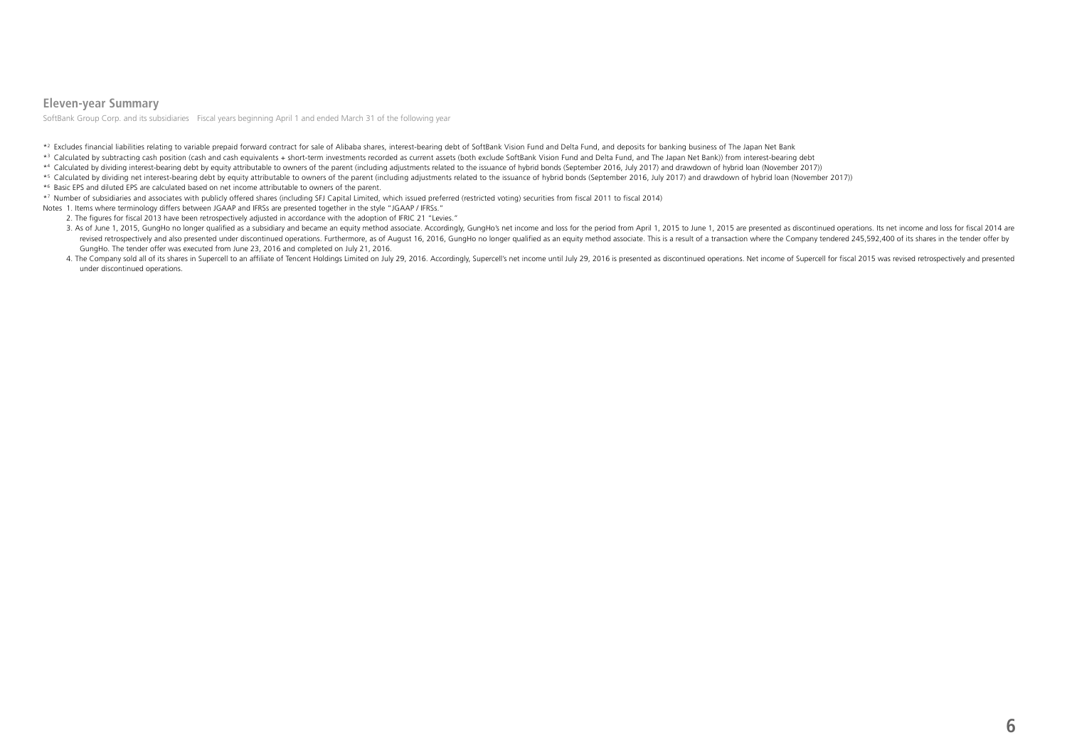## Eleven-year Summary

SoftBank Group Corp. and its subsidiaries Fiscal years beginning April 1 and ended March 31 of the following year

*2 Excludes financial liabilities relating to variable prepaid forward contract for sale of Alibaba shares, interest-bearing debt of SoftBank Vision Fund and Delta Fund, and deposits for banking business of The Japan Net Bank

*3 Calculated by subtracting cash position (cash and cash equivalents + short-term investments recorded as current assets (both exclude SoftBank Vision Fund and Delta Fund, and The Japan Net Bank)) from interest-bearing debt

*4 Calculated by dividing interest-bearing debt by equity attributable to owners of the parent (including adjustments related to the issuance of hybrid bonds (September 2016, July 2017) and drawdown of hybrid loan (November 2017))

*5 Calculated by dividing net interest-bearing debt by equity attributable to owners of the parent (including adjustments related to the issuance of hybrid bonds (September 2016, July 2017) and drawdown of hybrid loan (November 2017))

*6 Basic EPS and diluted EPS are calculated based on net income attributable to owners of the parent.

*7 Number of subsidiaries and associates with publicly offered shares (including SFJ Capital Limited, which issued preferred (restricted voting) securities from fiscal 2011 to fiscal 2014)

Notes 1. Items where terminology differs between JGAAP and IFRSs are presented together in the style "JGAAP / IFRSs."

2. The figures for fiscal 2013 have been retrospectively adjusted in accordance with the adoption of IFRIC 21 "Levies."

3. As of June 1, 2015, GungHo no longer qualified as a subsidiary and became an equity method associate. Accordingly, GungHo's net income and loss for the period from April 1, 2015 to June 1, 2015 are presented as discontinued operations. Its net income and loss for fiscal 2014 are revised retrospectively and also presented under discontinued operations. Furthermore, as of August 16, 2016, GungHo no longer qualified as an equity method associate. This is a result of a transaction where the Company tendered 245,592,400 of its shares in the tender offer by GungHo. The tender offer was executed from June 23, 2016 and completed on July 21, 2016.

4. The Company sold all of its shares in Supercell to an affiliate of Tencent Holdings Limited on July 29, 2016. Accordingly, Supercell's net income until July 29, 2016 is presented as discontinued operations. Net income of Supercell for fiscal 2015 was revised retrospectively and presented under discontinued operations.